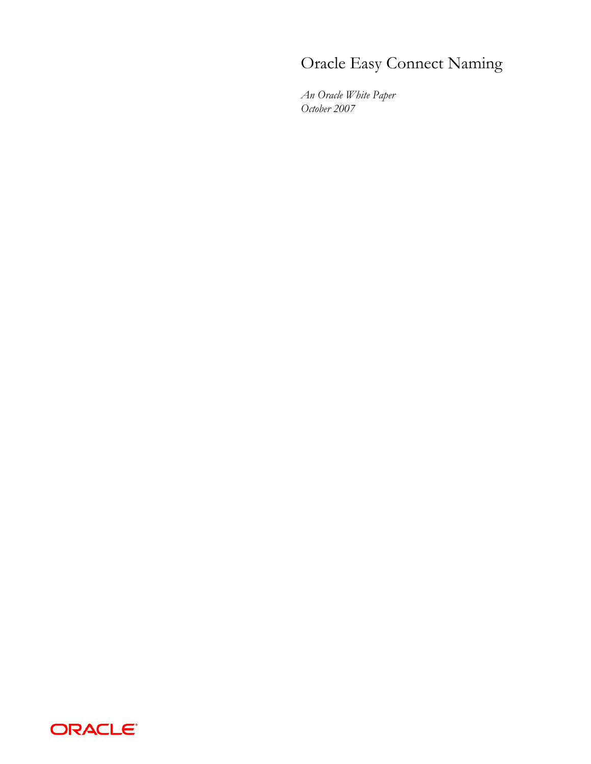# Oracle Easy Connect Naming

*An Oracle White Paper*
*October 2007*

ORACLE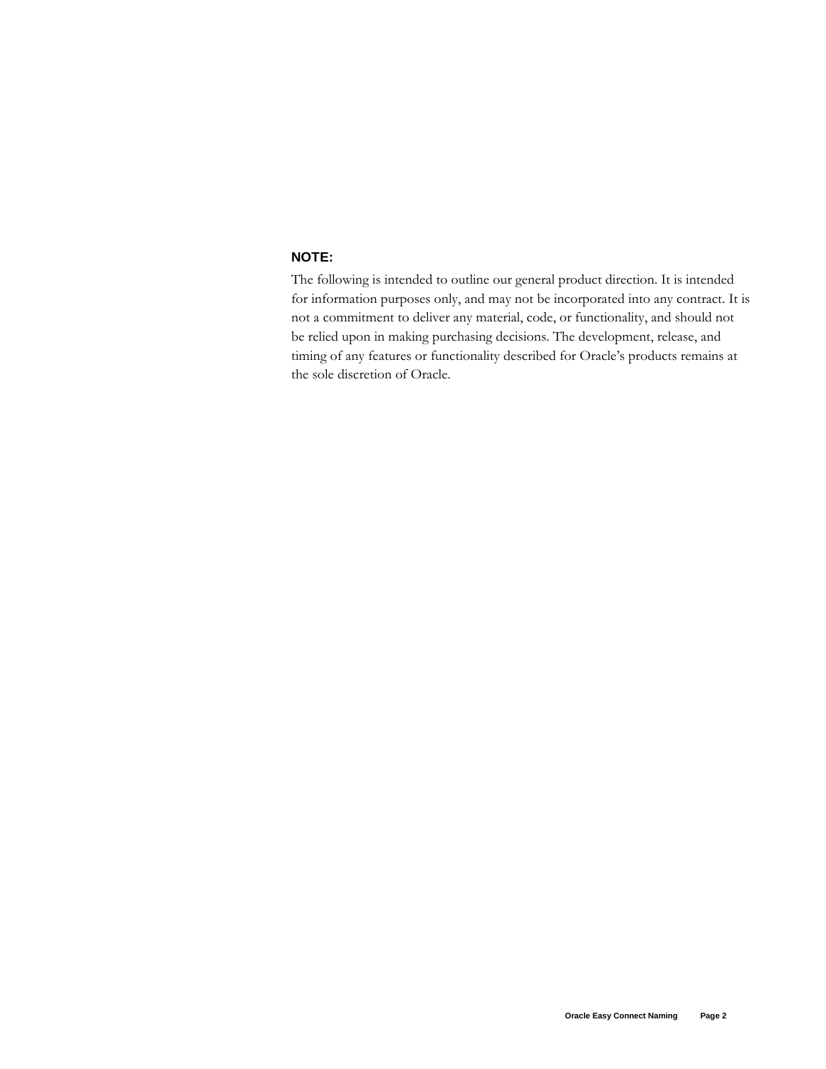**NOTE:**

The following is intended to outline our general product direction. It is intended for information purposes only, and may not be incorporated into any contract. It is not a commitment to deliver any material, code, or functionality, and should not be relied upon in making purchasing decisions. The development, release, and timing of any features or functionality described for Oracle's products remains at the sole discretion of Oracle.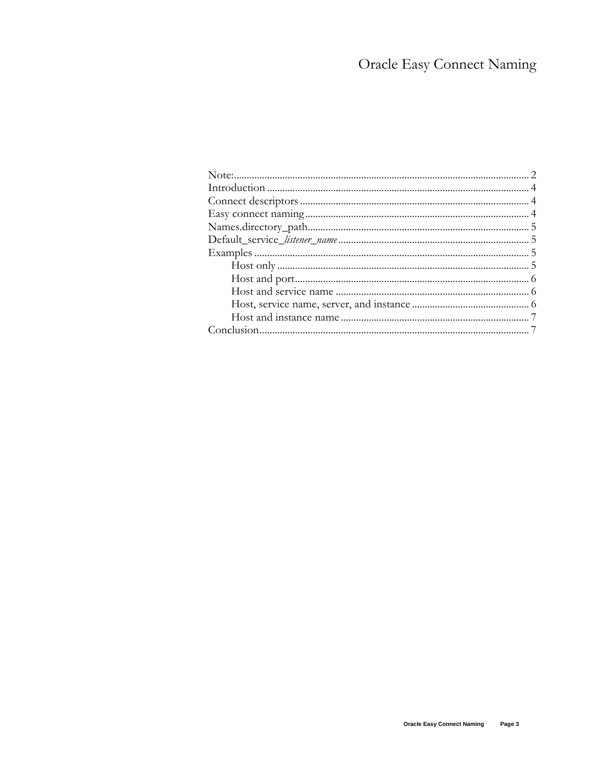# Oracle Easy Connect Naming

Note: ........................................................................................................... 2
Introduction ...................................................................................................... 4
Connect descriptors ......................................................................................... 4
Easy connect naming ....................................................................................... 4
Names.directory_path ...................................................................................... 5
Default_service_*listener_name* ......................................................................... 5
Examples .......................................................................................................... 5
    Host only ..................................................................................................... 5
    Host and port ............................................................................................... 6
    Host and service name ................................................................................ 6
    Host, service name, server, and instance ................................................. 6
    Host and instance name .............................................................................. 7
Conclusion ........................................................................................................ 7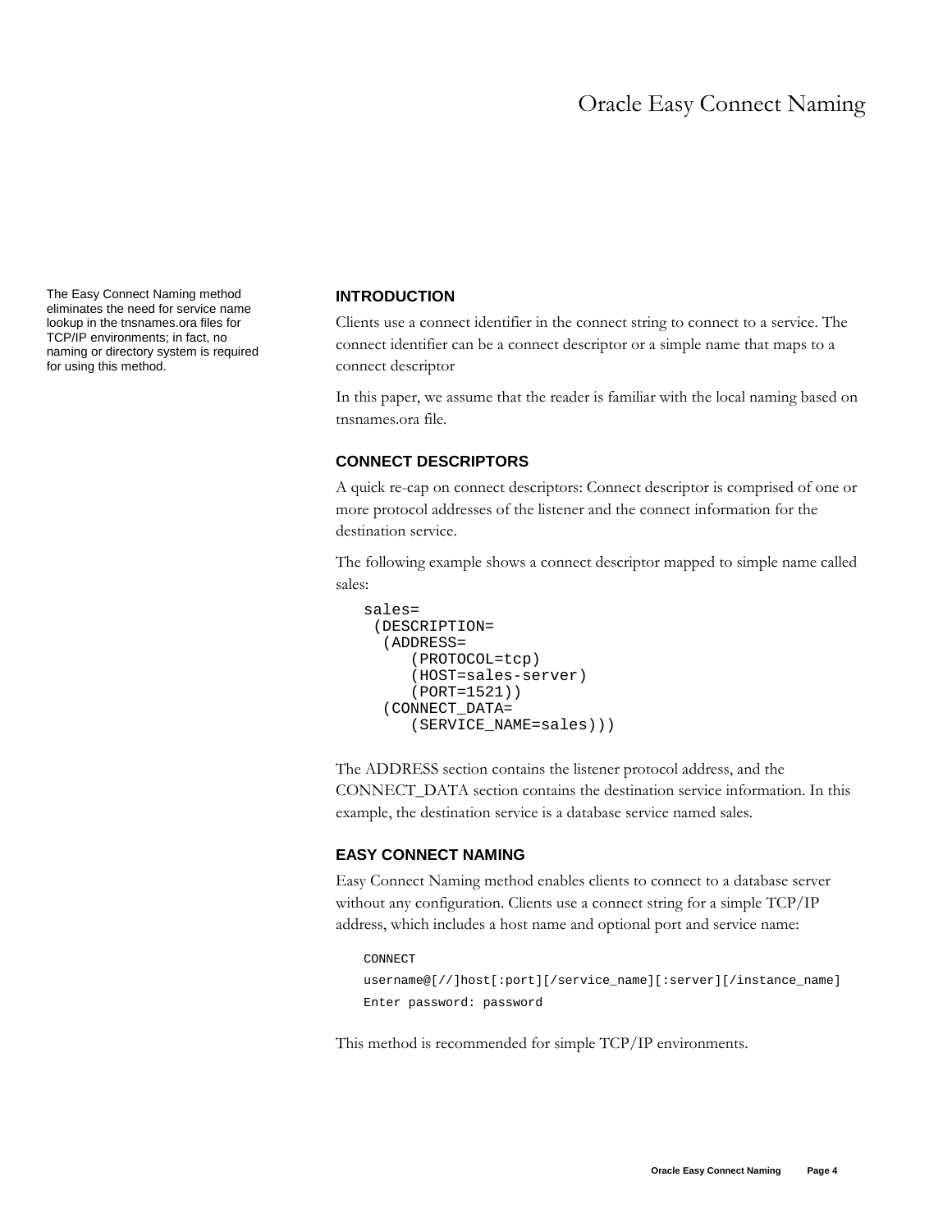The Easy Connect Naming method eliminates the need for service name lookup in the tnsnames.ora files for TCP/IP environments; in fact, no naming or directory system is required for using this method.

## INTRODUCTION

Clients use a connect identifier in the connect string to connect to a service. The connect identifier can be a connect descriptor or a simple name that maps to a connect descriptor

In this paper, we assume that the reader is familiar with the local naming based on tnsnames.ora file.

## CONNECT DESCRIPTORS

A quick re-cap on connect descriptors: Connect descriptor is comprised of one or more protocol addresses of the listener and the connect information for the destination service.

The following example shows a connect descriptor mapped to simple name called sales:

```
sales=
 (DESCRIPTION=
  (ADDRESS=
     (PROTOCOL=tcp)
     (HOST=sales-server)
     (PORT=1521))
  (CONNECT_DATA=
     (SERVICE_NAME=sales)))
```

The ADDRESS section contains the listener protocol address, and the CONNECT_DATA section contains the destination service information. In this example, the destination service is a database service named sales.

## EASY CONNECT NAMING

Easy Connect Naming method enables clients to connect to a database server without any configuration. Clients use a connect string for a simple TCP/IP address, which includes a host name and optional port and service name:

```
CONNECT
username@[//]host[:port][/service_name][:server][/instance_name]
Enter password: password
```

This method is recommended for simple TCP/IP environments.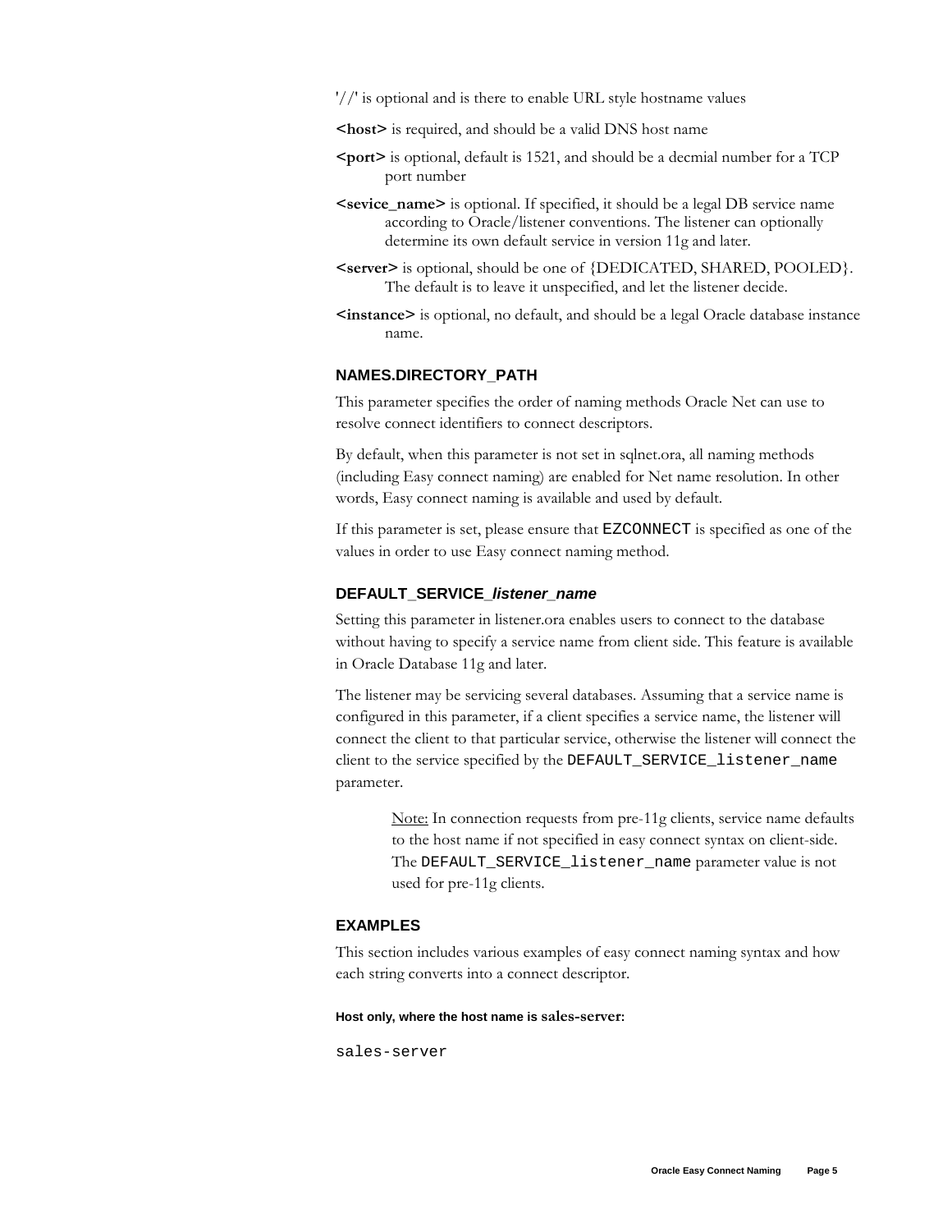'//' is optional and is there to enable URL style hostname values

**<host>** is required, and should be a valid DNS host name

**<port>** is optional, default is 1521, and should be a decmial number for a TCP port number

**<sevice_name>** is optional. If specified, it should be a legal DB service name according to Oracle/listener conventions. The listener can optionally determine its own default service in version 11g and later.

**<server>** is optional, should be one of {DEDICATED, SHARED, POOLED}. The default is to leave it unspecified, and let the listener decide.

**<instance>** is optional, no default, and should be a legal Oracle database instance name.

### NAMES.DIRECTORY_PATH

This parameter specifies the order of naming methods Oracle Net can use to resolve connect identifiers to connect descriptors.

By default, when this parameter is not set in sqlnet.ora, all naming methods (including Easy connect naming) are enabled for Net name resolution. In other words, Easy connect naming is available and used by default.

If this parameter is set, please ensure that `EZCONNECT` is specified as one of the values in order to use Easy connect naming method.

### DEFAULT_SERVICE_*listener_name*

Setting this parameter in listener.ora enables users to connect to the database without having to specify a service name from client side. This feature is available in Oracle Database 11g and later.

The listener may be servicing several databases. Assuming that a service name is configured in this parameter, if a client specifies a service name, the listener will connect the client to that particular service, otherwise the listener will connect the client to the service specified by the `DEFAULT_SERVICE_listener_name` parameter.

> Note: In connection requests from pre-11g clients, service name defaults to the host name if not specified in easy connect syntax on client-side. The `DEFAULT_SERVICE_listener_name` parameter value is not used for pre-11g clients.

### EXAMPLES

This section includes various examples of easy connect naming syntax and how each string converts into a connect descriptor.

#### Host only, where the host name is sales-server:

```
sales-server
```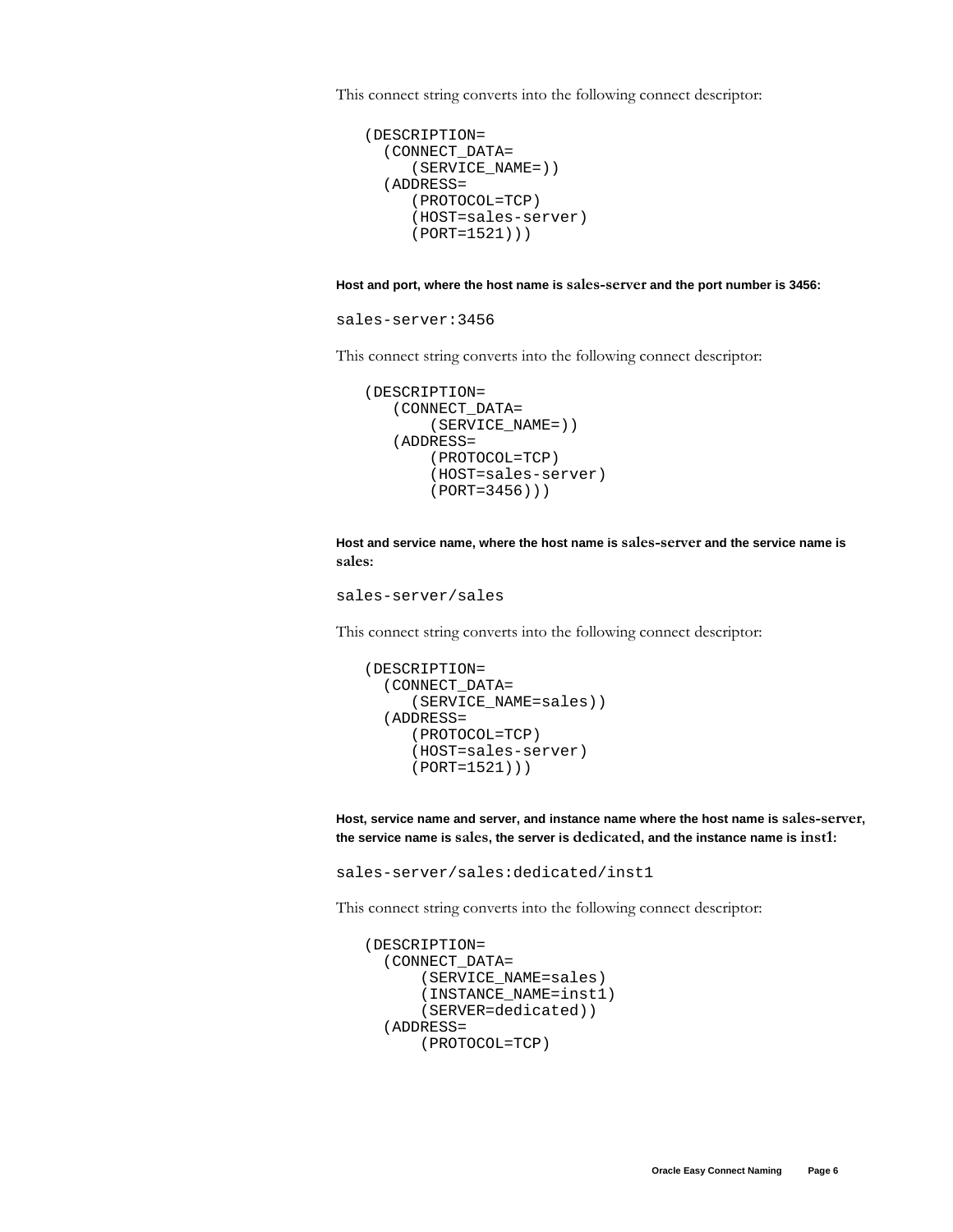This connect string converts into the following connect descriptor:

```
(DESCRIPTION=
  (CONNECT_DATA=
     (SERVICE_NAME=))
  (ADDRESS=
     (PROTOCOL=TCP)
     (HOST=sales-server)
     (PORT=1521)))
```

**Host and port, where the host name is sales-server and the port number is 3456:**

```
sales-server:3456
```

This connect string converts into the following connect descriptor:

```
(DESCRIPTION=
   (CONNECT_DATA=
       (SERVICE_NAME=))
   (ADDRESS=
       (PROTOCOL=TCP)
       (HOST=sales-server)
       (PORT=3456)))
```

**Host and service name, where the host name is sales-server and the service name is sales:**

```
sales-server/sales
```

This connect string converts into the following connect descriptor:

```
(DESCRIPTION=
  (CONNECT_DATA=
     (SERVICE_NAME=sales))
  (ADDRESS=
     (PROTOCOL=TCP)
     (HOST=sales-server)
     (PORT=1521)))
```

**Host, service name and server, and instance name where the host name is sales-server, the service name is sales, the server is dedicated, and the instance name is inst1:**

```
sales-server/sales:dedicated/inst1
```

This connect string converts into the following connect descriptor:

```
(DESCRIPTION=
  (CONNECT_DATA=
      (SERVICE_NAME=sales)
      (INSTANCE_NAME=inst1)
      (SERVER=dedicated))
  (ADDRESS=
      (PROTOCOL=TCP)
```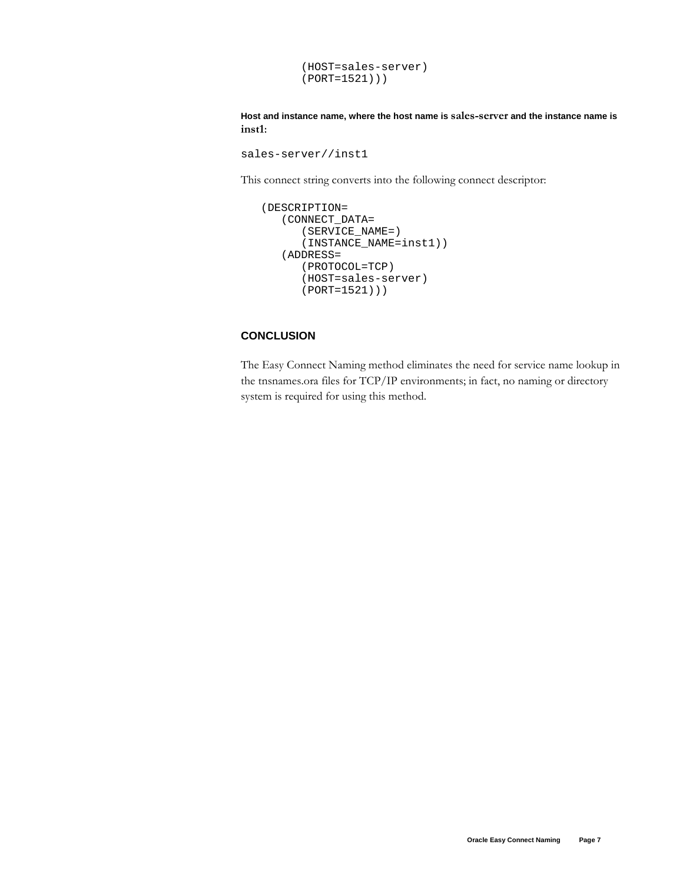```
        (HOST=sales-server)
        (PORT=1521)))
```

**Host and instance name, where the host name is sales-server and the instance name is inst1:**

```
sales-server//inst1
```

This connect string converts into the following connect descriptor:

```
(DESCRIPTION=
   (CONNECT_DATA=
      (SERVICE_NAME=)
      (INSTANCE_NAME=inst1))
   (ADDRESS=
      (PROTOCOL=TCP)
      (HOST=sales-server)
      (PORT=1521)))
```

## CONCLUSION

The Easy Connect Naming method eliminates the need for service name lookup in the tnsnames.ora files for TCP/IP environments; in fact, no naming or directory system is required for using this method.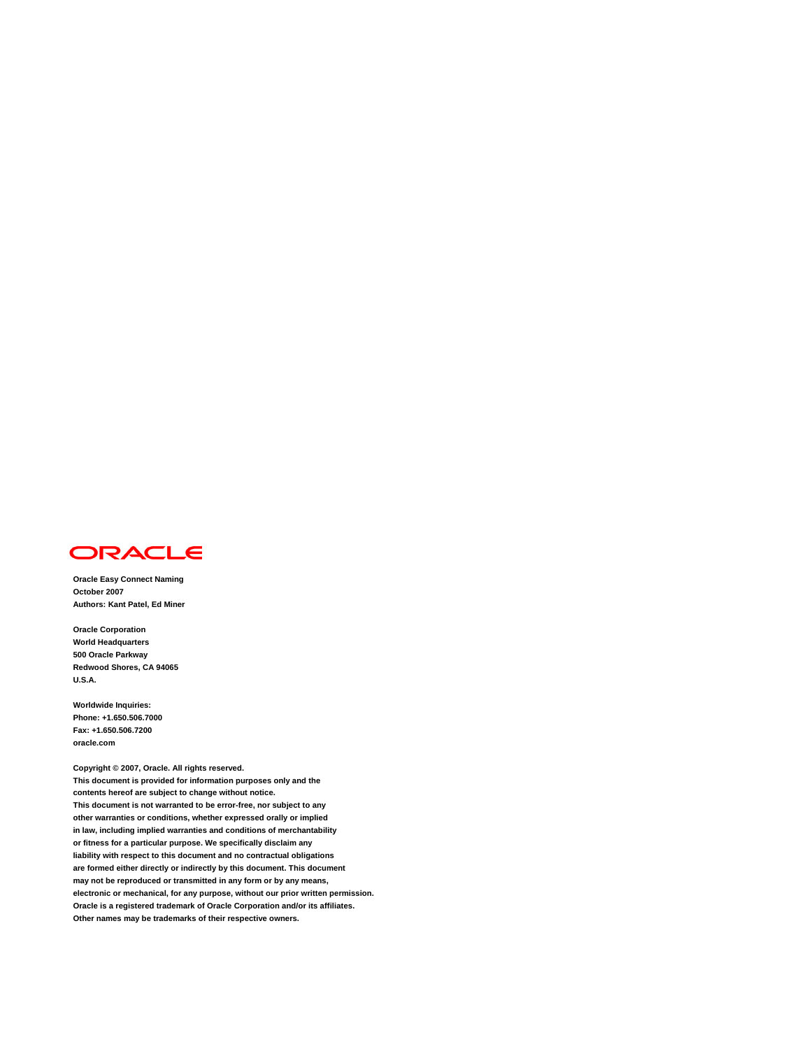ORACLE

**Oracle Easy Connect Naming**
**October 2007**
**Authors: Kant Patel, Ed Miner**

**Oracle Corporation**
**World Headquarters**
**500 Oracle Parkway**
**Redwood Shores, CA 94065**
**U.S.A.**

**Worldwide Inquiries:**
**Phone: +1.650.506.7000**
**Fax: +1.650.506.7200**
**oracle.com**

**Copyright © 2007, Oracle. All rights reserved.**
**This document is provided for information purposes only and the contents hereof are subject to change without notice.**
**This document is not warranted to be error-free, nor subject to any other warranties or conditions, whether expressed orally or implied in law, including implied warranties and conditions of merchantability or fitness for a particular purpose. We specifically disclaim any liability with respect to this document and no contractual obligations are formed either directly or indirectly by this document. This document may not be reproduced or transmitted in any form or by any means, electronic or mechanical, for any purpose, without our prior written permission.**
**Oracle is a registered trademark of Oracle Corporation and/or its affiliates.**
**Other names may be trademarks of their respective owners.**